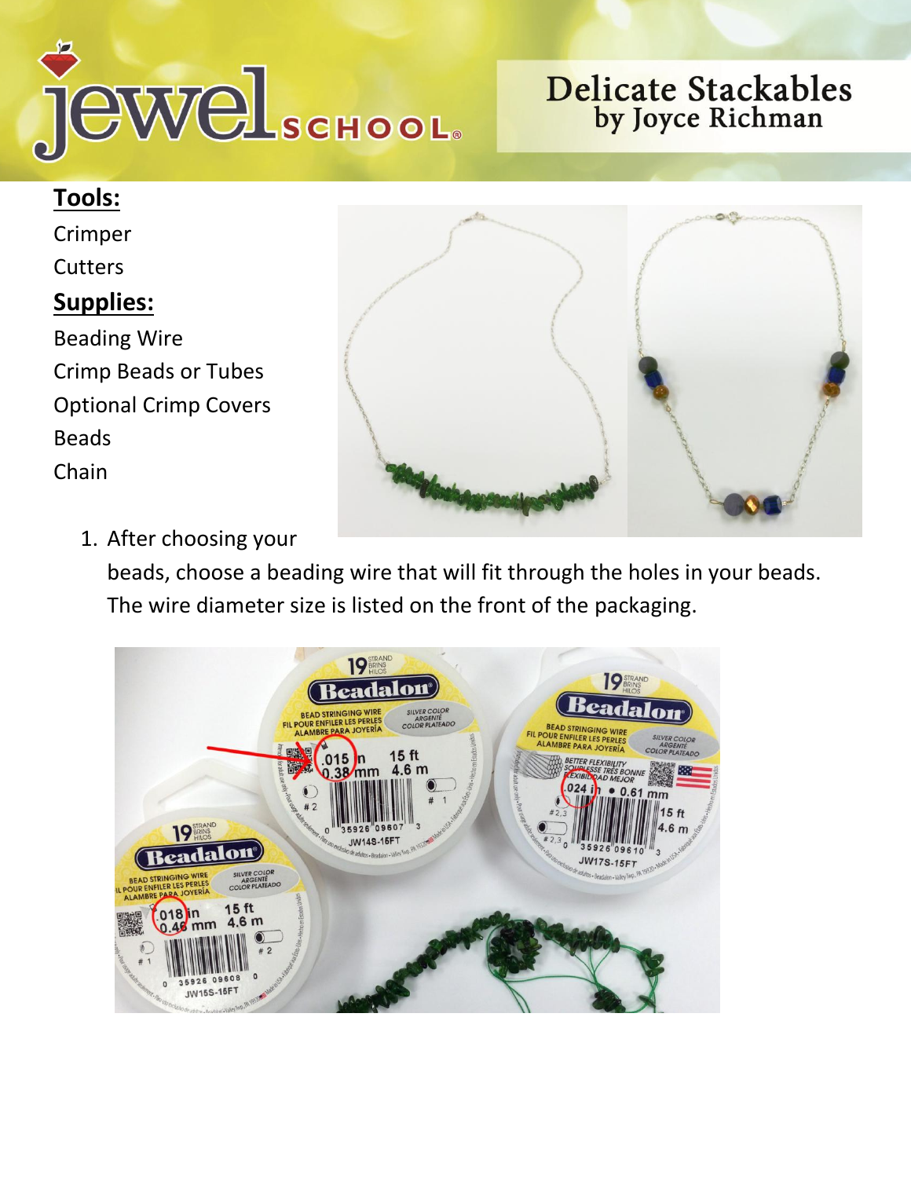# Delicate Stackables
## by Joyce Richman

**Tools:**

Crimper

Cutters

**Supplies:**

Beading Wire

Crimp Beads or Tubes

Optional Crimp Covers

Beads

Chain

1. After choosing your beads, choose a beading wire that will fit through the holes in your beads. The wire diameter size is listed on the front of the packaging.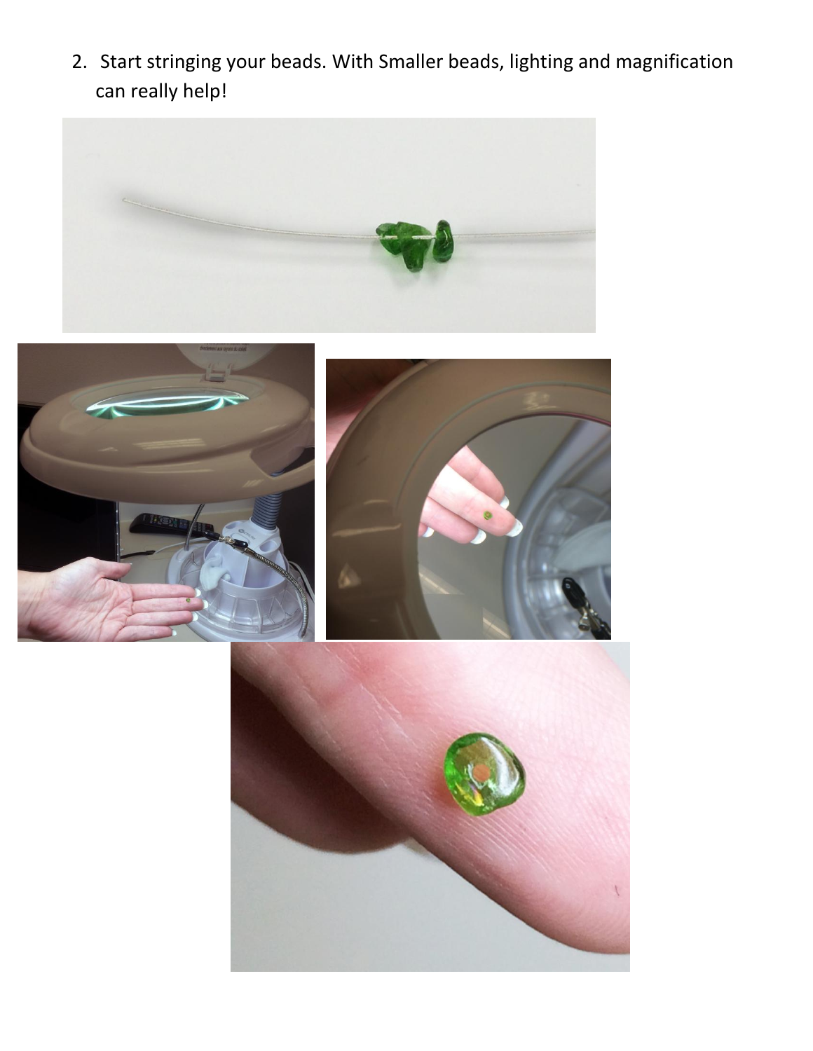2. Start stringing your beads. With Smaller beads, lighting and magnification can really help!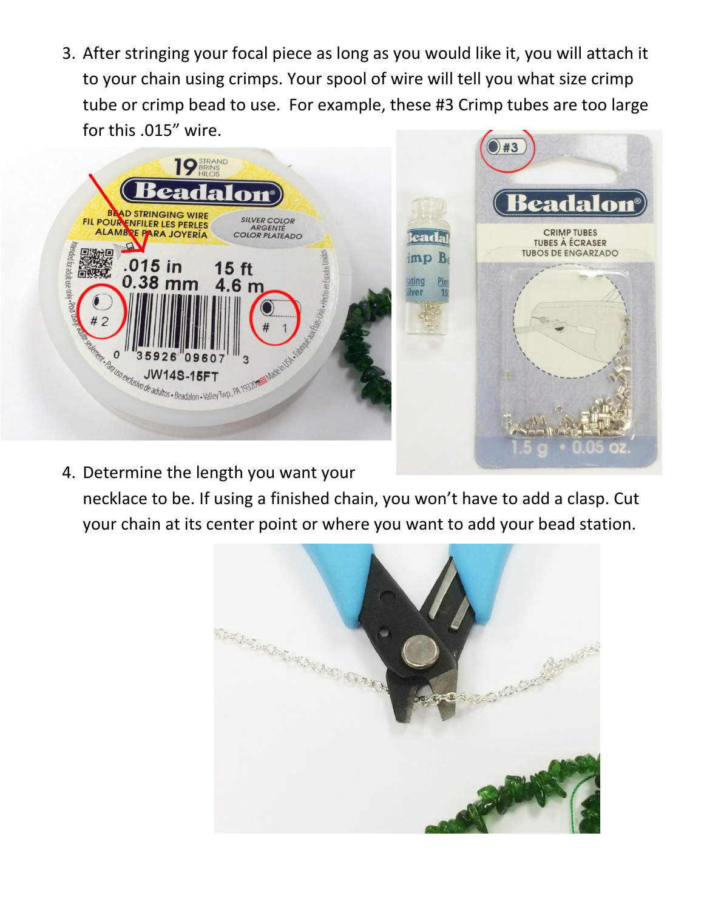3. After stringing your focal piece as long as you would like it, you will attach it to your chain using crimps. Your spool of wire will tell you what size crimp tube or crimp bead to use. For example, these #3 Crimp tubes are too large for this .015" wire.

4. Determine the length you want your necklace to be. If using a finished chain, you won't have to add a clasp. Cut your chain at its center point or where you want to add your bead station.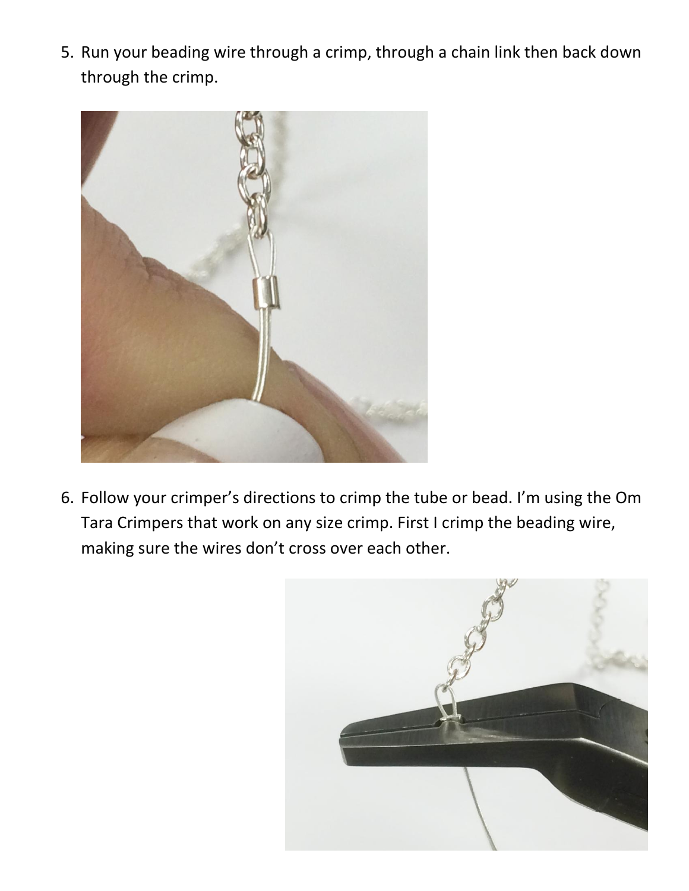5. Run your beading wire through a crimp, through a chain link then back down through the crimp.

6. Follow your crimper's directions to crimp the tube or bead. I'm using the Om Tara Crimpers that work on any size crimp. First I crimp the beading wire, making sure the wires don't cross over each other.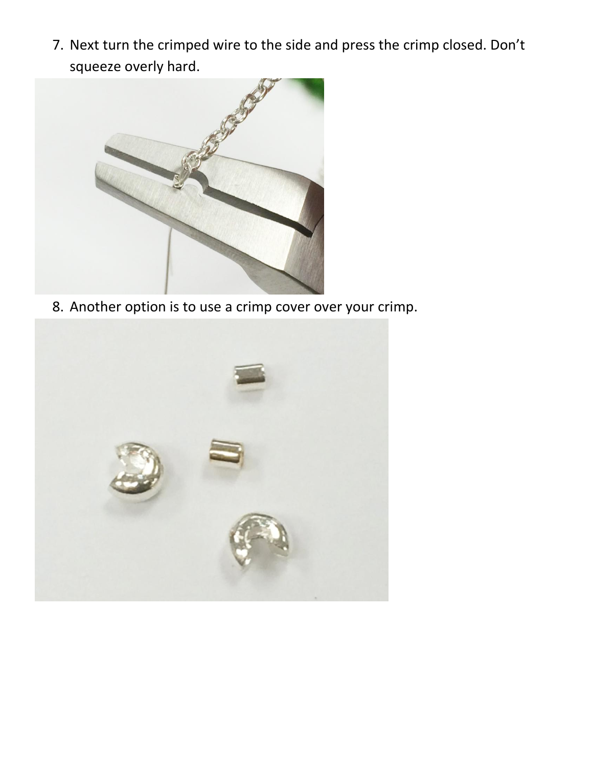7. Next turn the crimped wire to the side and press the crimp closed. Don't squeeze overly hard.

8. Another option is to use a crimp cover over your crimp.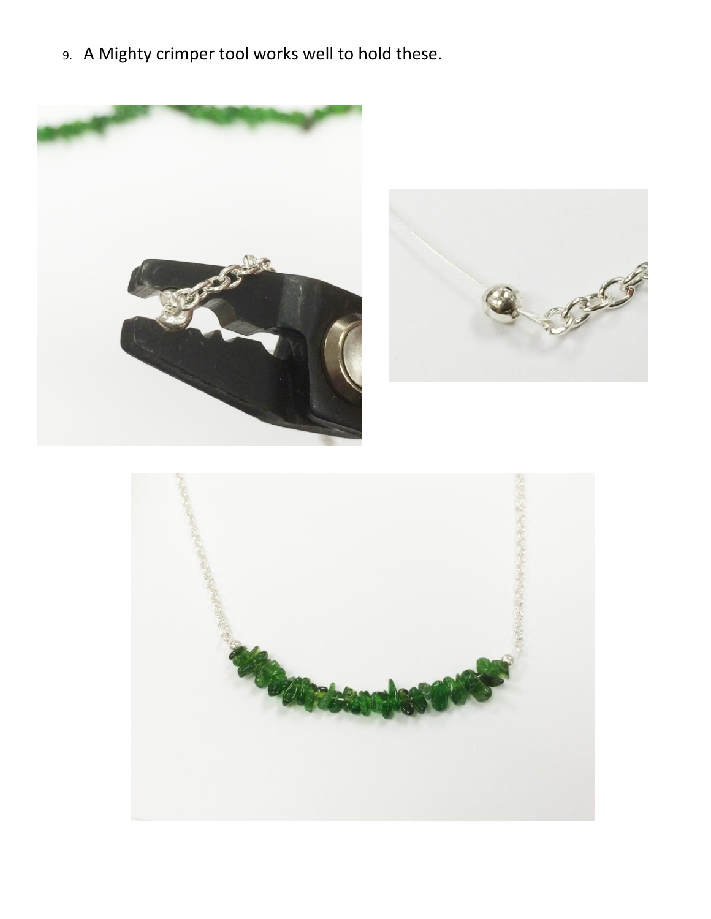9. A Mighty crimper tool works well to hold these.